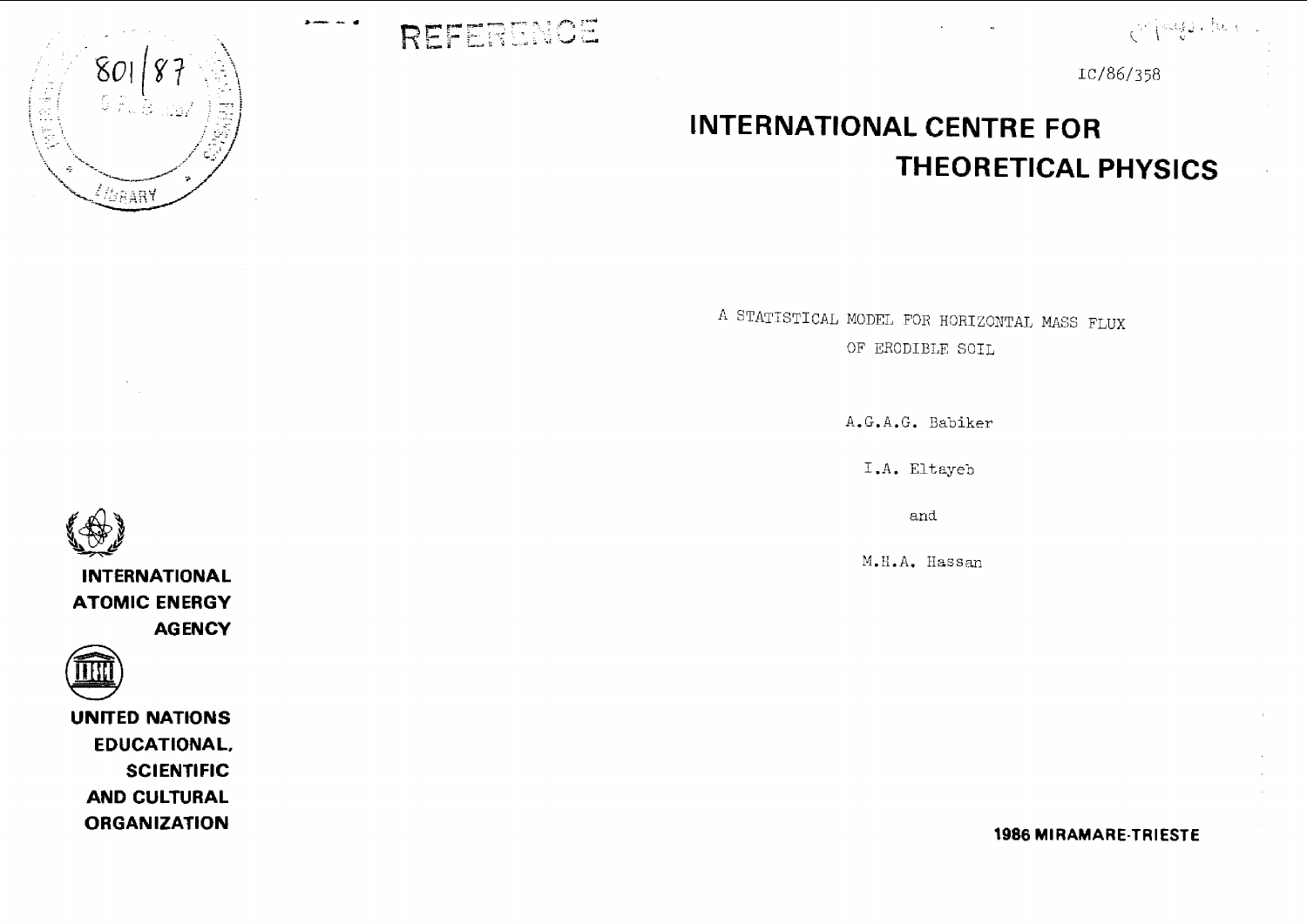REFERENCE

IC/86/358

# INTERNATIONAL CENTRE FOR THEORETICAL PHYSICS

A STATISTICAL MODEL FOR HORIZONTAL MASS FLUX OF ERODIBLE SOIL

A.G.A.G. Babiker

I.A. Eltayeb

and

M.H.A. Hassan

INTERNATIONAL ATOMIC ENERGY AGENCY

UNITED NATIONS EDUCATIONAL, SCIENTIFIC AND CULTURAL ORGANIZATION

1986 MIRAMARE-TRIESTE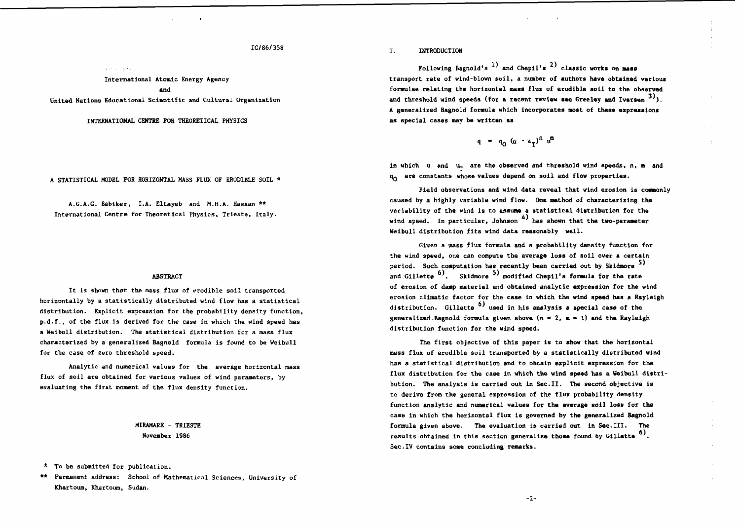IC/86/358

International Atomic Energy Agency
and
United Nations Educational Scientific and Cultural Organization

INTERNATIONAL CENTRE FOR THEORETICAL PHYSICS

# A STATISTICAL MODEL FOR HORIZONTAL MASS FLUX OF ERODIBLE SOIL *

A.G.A.G. Babiker, I.A. Eltayeb and M.H.A. Hassan **
International Centre for Theoretical Physics, Trieste, Italy.

## ABSTRACT

It is shown that the mass flux of erodible soil transported horizontally by a statistically distributed wind flow has a statistical distribution. Explicit expression for the probability density function, p.d.f., of the flux is derived for the case in which the wind speed has a Weibull distribution. The statistical distribution for a mass flux characterized by a generalized Bagnold formula is found to be Weibull for the case of zero threshold speed.

Analytic and numerical values for the average horizontal mass flux of soil are obtained for various values of wind parameters, by evaluating the first moment of the flux density function.

MIRAMARE - TRIESTE
November 1986

* To be submitted for publication.

** Permanent address: School of Mathematical Sciences, University of Khartoum, Khartoum, Sudan.

## I. INTRODUCTION

Following Bagnold's [1] and Chepil's [2] classic works on mass transport rate of wind-blown soil, a number of authors have obtained various formulae relating the horizontal mass flux of erodible soil to the observed and threshold wind speeds (for a recent review see Greeley and Iversen [3]). A generalized Bagnold formula which incorporates most of these expressions as special cases may be written as

$$q = q_0 (u - u_T)^n u^m$$

in which $u$ and $u_T$ are the observed and threshold wind speeds, $n$, $m$ and $q_0$ are constants whose values depend on soil and flow properties.

Field observations and wind data reveal that wind erosion is commonly caused by a highly variable wind flow. One method of characterizing the variability of the wind is to assume a statistical distribution for the wind speed. In particular, Johnson [4] has shown that the two-parameter Weibull distribution fits wind data reasonably well.

Given a mass flux formula and a probability density function for the wind speed, one can compute the average loss of soil over a certain period. Such computation has recently been carried out by Skidmore [5] and Gillette [6]. Skidmore [5] modified Chepil's formula for the rate of erosion of damp material and obtained analytic expression for the wind erosion climatic factor for the case in which the wind speed has a Rayleigh distribution. Gillette [6] used in his analysis a special case of the generalized Bagnold formula given above ($n = 2$, $m = 1$) and the Rayleigh distribution function for the wind speed.

The first objective of this paper is to show that the horizontal mass flux of erodible soil transported by a statistically distributed wind has a statistical distribution and to obtain explicit expression for the flux distribution for the case in which the wind speed has a Weibull distribution. The analysis is carried out in Sec.II. The second objective is to derive from the general expression of the flux probability density function analytic and numerical values for the average soil loss for the case in which the horizontal flux is governed by the generalized Bagnold formula given above. The evaluation is carried out in Sec.III. The results obtained in this section generalize those found by Gillette [6]. Sec.IV contains some concluding remarks.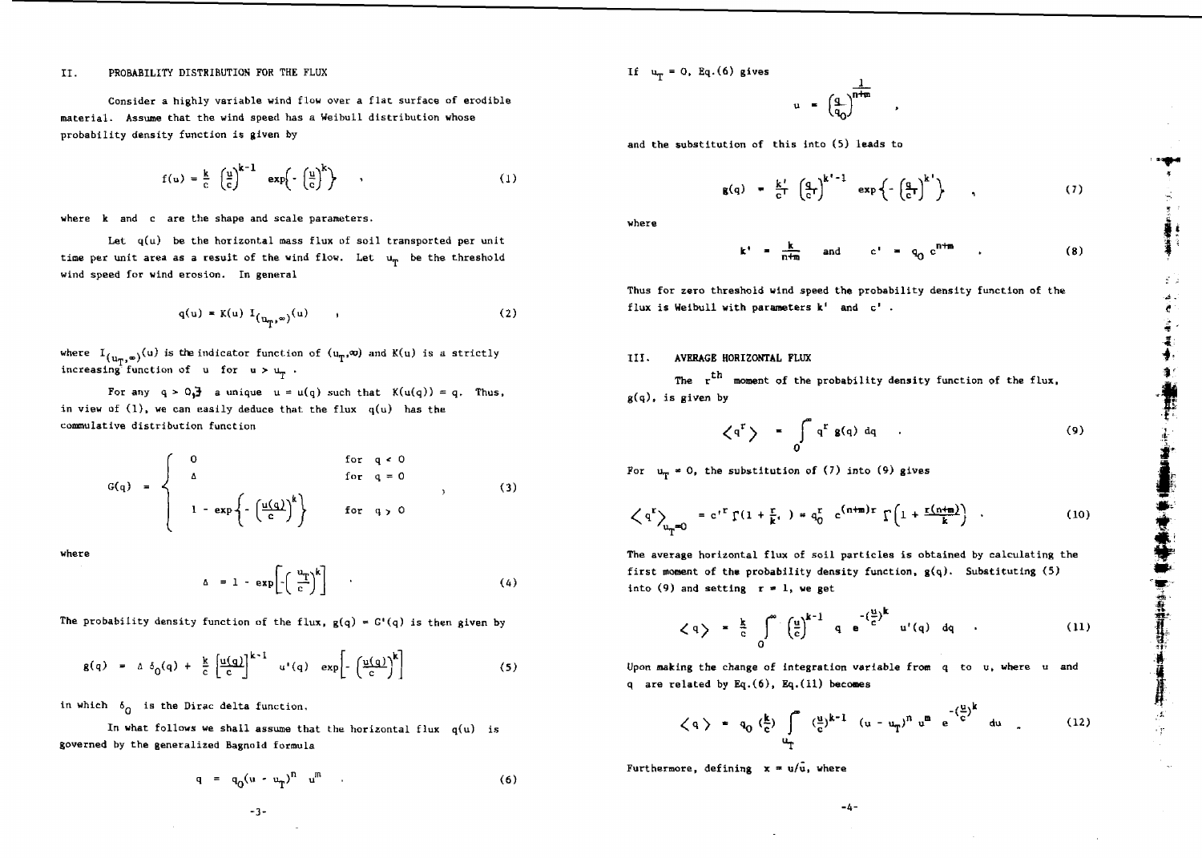## II. PROBABILITY DISTRIBUTION FOR THE FLUX

Consider a highly variable wind flow over a flat surface of erodible material. Assume that the wind speed has a Weibull distribution whose probability density function is given by

$$f(u) = \frac{k}{c}\left(\frac{u}{c}\right)^{k-1} \exp\left\{-\left(\frac{u}{c}\right)^{k}\right\} \quad , \tag{1}$$

where $k$ and $c$ are the shape and scale parameters.

Let $q(u)$ be the horizontal mass flux of soil transported per unit time per unit area as a result of the wind flow. Let $u_T$ be the threshold wind speed for wind erosion. In general

$$q(u) = K(u)\, I_{(u_T,\infty)}(u) \quad , \tag{2}$$

where $I_{(u_T,\infty)}(u)$ is the indicator function of $(u_T,\infty)$ and $K(u)$ is a strictly increasing function of $u$ for $u > u_T$.

For any $q > 0, \exists$ a unique $u = u(q)$ such that $K(u(q)) = q$. Thus, in view of (1), we can easily deduce that the flux $q(u)$ has the commulative distribution function

$$G(q) = \begin{cases} 0 & \text{for } q < 0 \\ \Delta & \text{for } q = 0 \\ 1 - \exp\left\{-\left(\frac{u(q)}{c}\right)^{k}\right\} & \text{for } q > 0 \end{cases} \quad , \tag{3}$$

where

$$\Delta = 1 - \exp\left[-\left(\frac{u_T}{c}\right)^{k}\right] \quad . \tag{4}$$

The probability density function of the flux, $g(q) = G'(q)$ is then given by

$$g(q) = \Delta\,\delta_0(q) + \frac{k}{c}\left[\frac{u(q)}{c}\right]^{k-1} u'(q)\, \exp\left[-\left(\frac{u(q)}{c}\right)^{k}\right] \tag{5}$$

in which $\delta_0$ is the Dirac delta function.

In what follows we shall assume that the horizontal flux $q(u)$ is governed by the generalized Bagnold formula

$$q = q_0(u - u_T)^{n}\, u^{m} \quad . \tag{6}$$

If $u_T = 0$, Eq.(6) gives

$$u = \left(\frac{q}{q_0}\right)^{\frac{1}{n+m}} \quad ,$$

and the substitution of this into (5) leads to

$$g(q) = \frac{k'}{c'}\left(\frac{q}{c'}\right)^{k'-1} \exp\left\{-\left(\frac{q}{c'}\right)^{k'}\right\} \quad , \tag{7}$$

where

$$k' = \frac{k}{n+m} \quad \text{and} \quad c' = q_0\, c^{n+m} \quad . \tag{8}$$

Thus for zero threshold wind speed the probability density function of the flux is Weibull with parameters $k'$ and $c'$.

## III. AVERAGE HORIZONTAL FLUX

The $r^{th}$ moment of the probability density function of the flux, $g(q)$, is given by

$$\langle q^r \rangle = \int_0^\infty q^r\, g(q)\, dq \quad . \tag{9}$$

For $u_T = 0$, the substitution of (7) into (9) gives

$$\langle q^r \rangle_{u_T=0} = c'^{\,r}\, \Gamma\left(1 + \frac{r}{k'}\right) = q_0^r\, c^{(n+m)r}\, \Gamma\left(1 + \frac{r(n+m)}{k}\right) \quad . \tag{10}$$

The average horizontal flux of soil particles is obtained by calculating the first moment of the probability density function, $g(q)$. Substituting (5) into (9) and setting $r = 1$, we get

$$\langle q \rangle = \frac{k}{c}\int_0^\infty \left(\frac{u}{c}\right)^{k-1} q\, e^{-\left(\frac{u}{c}\right)^{k}}\, u'(q)\, dq \quad . \tag{11}$$

Upon making the change of integration variable from $q$ to $u$, where $u$ and $q$ are related by Eq.(6), Eq.(11) becomes

$$\langle q \rangle = q_0\left(\frac{k}{c}\right)\int_{u_T}^\infty \left(\frac{u}{c}\right)^{k-1} (u - u_T)^{n}\, u^{m}\, e^{-\left(\frac{u}{c}\right)^{k}}\, du \quad . \tag{12}$$

Furthermore, defining $x = u/\bar{u}$, where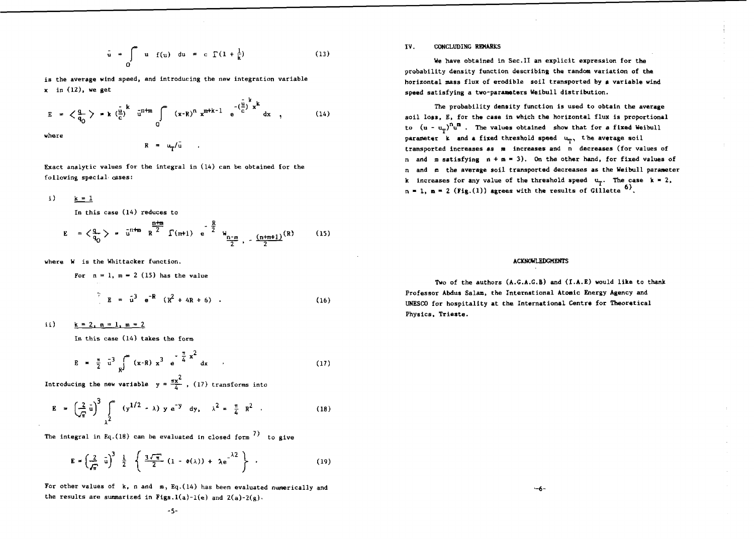$$\bar{u} = \int_0^\infty u \; f(u) \; du = c \; \Gamma(1 + \tfrac{1}{k}) \tag{13}$$

is the average wind speed, and introducing the new integration variable $x$ in (12), we get

$$E = \left\langle \frac{q}{q_0} \right\rangle = k \left(\frac{\bar{u}}{c}\right)^k \bar{u}^{n+m} \int_0^\infty (x-R)^n \, x^{m+k-1} \, e^{-\left(\frac{\bar{u}}{c}\right)^k x^k} dx \; , \tag{14}$$

where

$$R = u_T/\bar{u} \quad .$$

Exact analytic values for the integral in (14) can be obtained for the following special cases:

i) $k = 1$

In this case (14) reduces to

$$E = \left\langle \frac{q}{q_0} \right\rangle = \bar{u}^{n+m} \, R^{\frac{n+m}{2}} \, \Gamma(m+1) \, e^{-\frac{R}{2}} \, W_{\frac{n-m}{2}, -\frac{(n+m+1)}{2}}(R) \tag{15}$$

where $W$ is the Whittacker function.

For $n = 1$, $m = 2$ (15) has the value

$$E = \bar{u}^3 \, e^{-R} \, (R^2 + 4R + 6) \quad . \tag{16}$$

ii) $k = 2, \; n = 1, \; m = 2$

In this case (14) takes the form

$$E = \frac{\pi}{2} \, \bar{u}^3 \int_R^\infty (x-R) \, x^3 \, e^{-\frac{\pi}{4} x^2} dx \quad . \tag{17}$$

Introducing the new variable $y = \frac{\pi x^2}{4}$ , (17) transforms into

$$E = \left(\frac{2}{\sqrt{\pi}} \bar{u}\right)^3 \int_{\lambda^2}^\infty (y^{1/2} - \lambda) \, y \, e^{-y} \, dy, \quad \lambda^2 = \frac{\pi}{4} R^2 \quad . \tag{18}$$

The integral in Eq.(18) can be evaluated in closed form [7] to give

$$E = \left(\frac{2}{\sqrt{\pi}} \bar{u}\right)^3 \frac{1}{2} \left\{ \frac{3\sqrt{\pi}}{2} (1 - \Phi(\lambda)) + \lambda e^{-\lambda^2} \right\} \quad . \tag{19}$$

For other values of $k$, $n$ and $m$, Eq.(14) has been evaluated numerically and the results are summarized in Figs.1(a)-1(e) and 2(a)-2(g).

## IV. CONCLUDING REMARKS

We have obtained in Sec.II an explicit expression for the probability density function describing the random variation of the horizontal mass flux of erodible soil transported by a variable wind speed satisfying a two-parameters Weibull distribution.

The probability density function is used to obtain the average soil loss, $E$, for the case in which the horizontal flux is proportional to $(u - u_T)^n u^m$ . The values obtained show that for a fixed Weibull parameter $k$ and a fixed threshold speed $u_T$, the average soil transported increases as $m$ increases and $n$ decreases (for values of $n$ and $m$ satisfying $n + m = 3$). On the other hand, for fixed values of $n$ and $m$ the average soil transported decreases as the Weibull parameter $k$ increases for any value of the threshold speed $u_T$. The case $k = 2$, $n = 1$, $m = 2$ (Fig.(1)) agrees with the results of Gillette [6].

## ACKNOWLEDGMENTS

Two of the authors (A.G.A.G.B) and (I.A.E) would like to thank Professor Abdus Salam, the International Atomic Energy Agency and UNESCO for hospitality at the International Centre for Theoretical Physics, Trieste.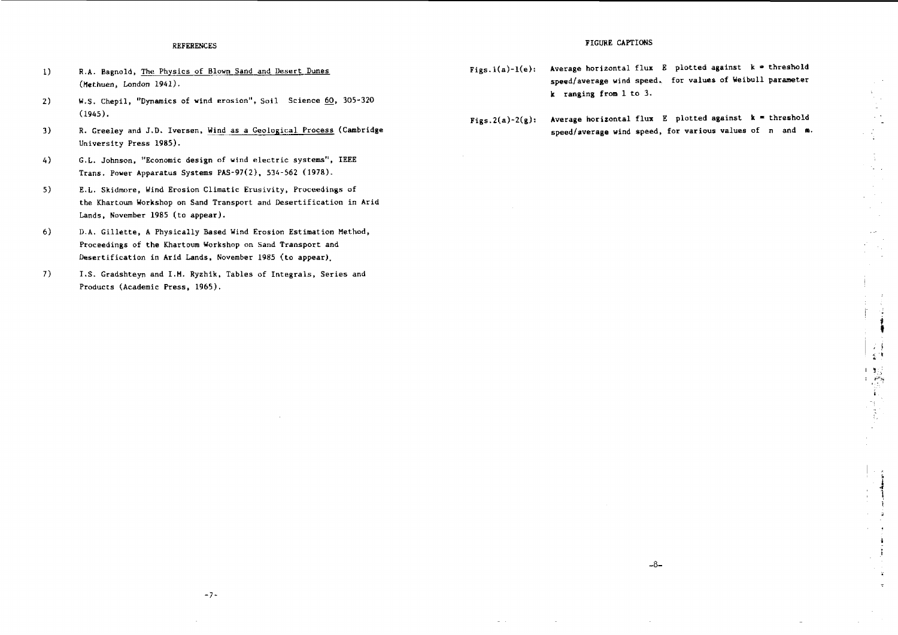## REFERENCES

1) R.A. Bagnold, The Physics of Blown Sand and Desert Dunes (Methuen, London 1941).

2) W.S. Chepil, "Dynamics of wind erosion", Soil Science 60, 305-320 (1945).

3) R. Greeley and J.D. Iversen, Wind as a Geological Process (Cambridge University Press 1985).

4) G.L. Johnson, "Economic design of wind electric systems", IEEE Trans. Power Apparatus Systems PAS-97(2), 534-562 (1978).

5) E.L. Skidmore, Wind Erosion Climatic Erusivity, Proceedings of the Khartoum Workshop on Sand Transport and Desertification in Arid Lands, November 1985 (to appear).

6) D.A. Gillette, A Physically Based Wind Erosion Estimation Method, Proceedings of the Khartoum Workshop on Sand Transport and Desertification in Arid Lands, November 1985 (to appear).

7) I.S. Gradshteyn and I.M. Ryzhik, Tables of Integrals, Series and Products (Academic Press, 1965).

## FIGURE CAPTIONS

Figs.1(a)-1(e): Average horizontal flux $E$ plotted against $k$ = threshold speed/average wind speed. for values of Weibull parameter $k$ ranging from 1 to 3.

Figs.2(a)-2(g): Average horizontal flux $E$ plotted against $k$ = threshold speed/average wind speed, for various values of $n$ and $m$.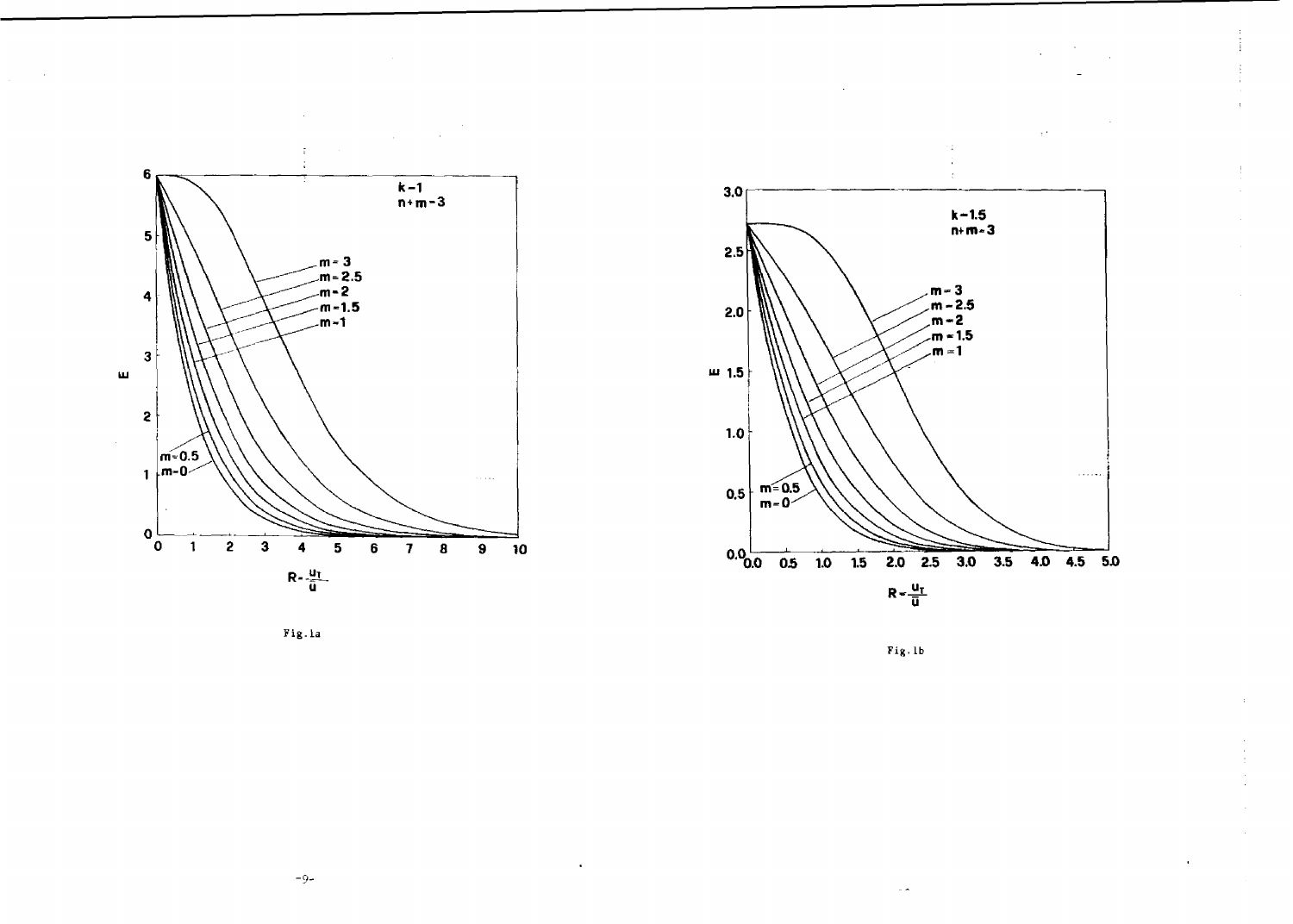Fig.1a

Fig.1b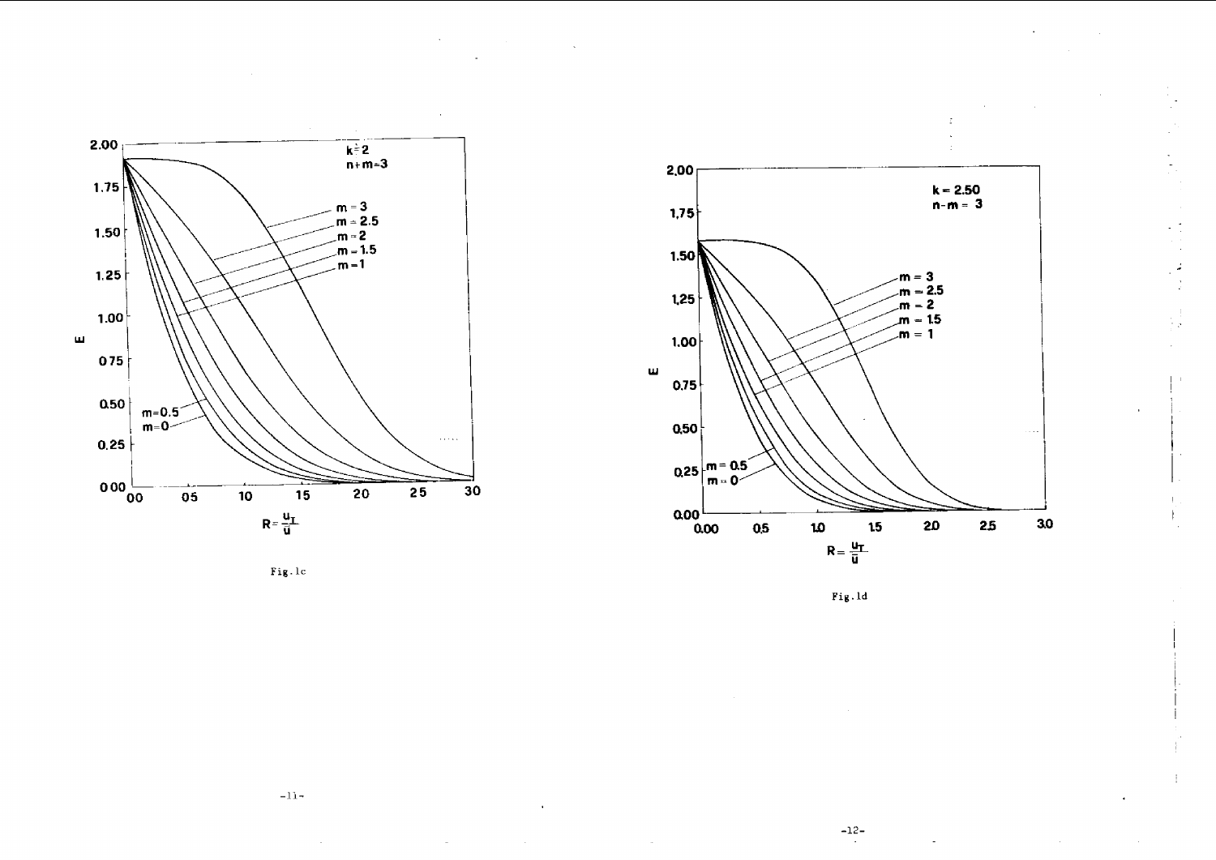Fig. 1c

Fig. 1d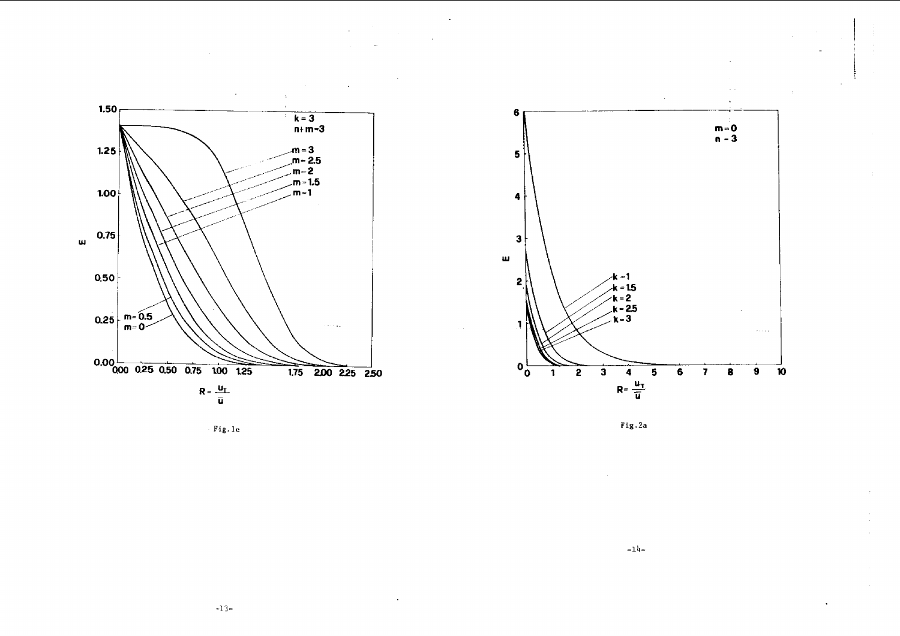Fig.1e

Fig.2a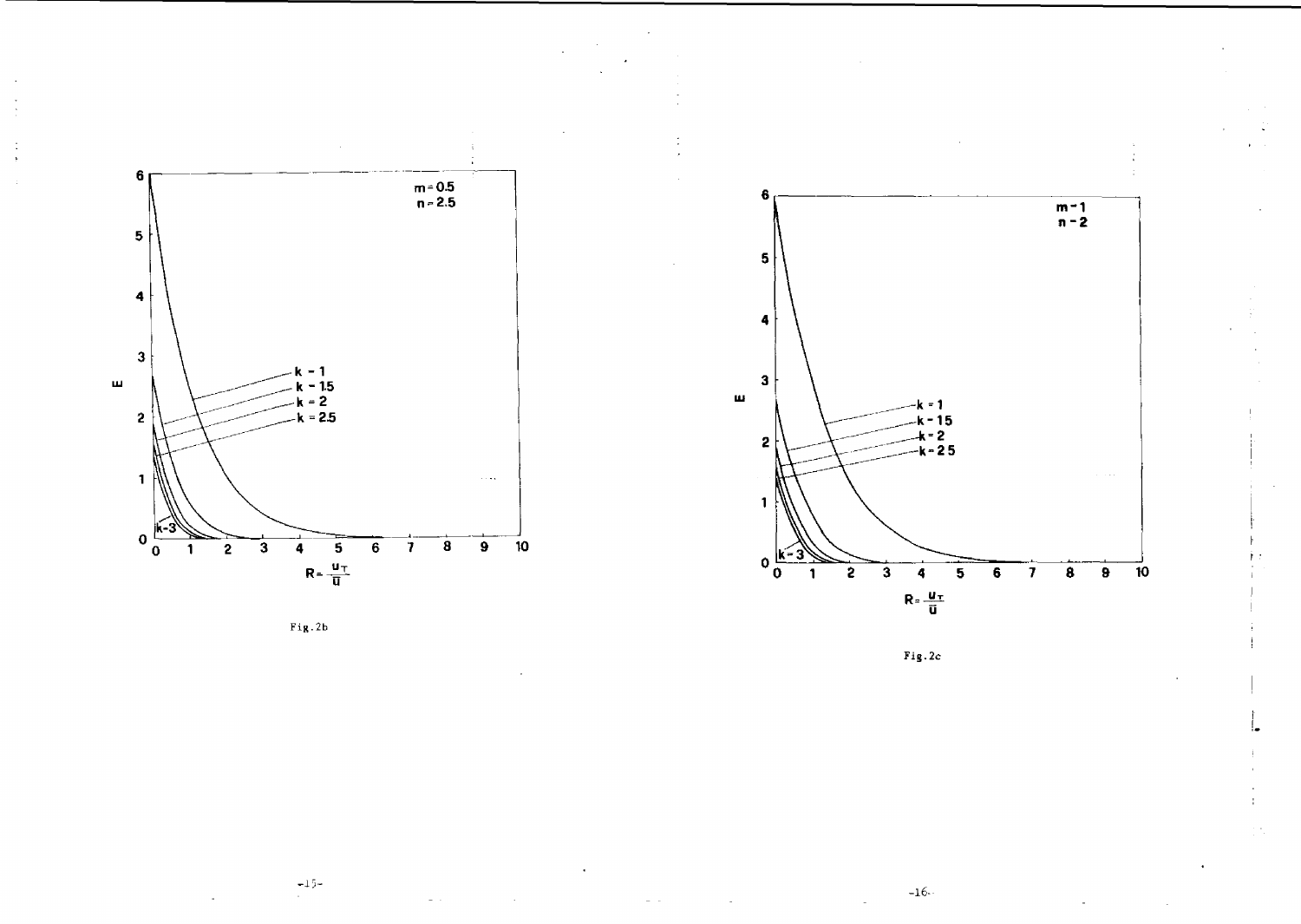Fig.2b

Fig.2c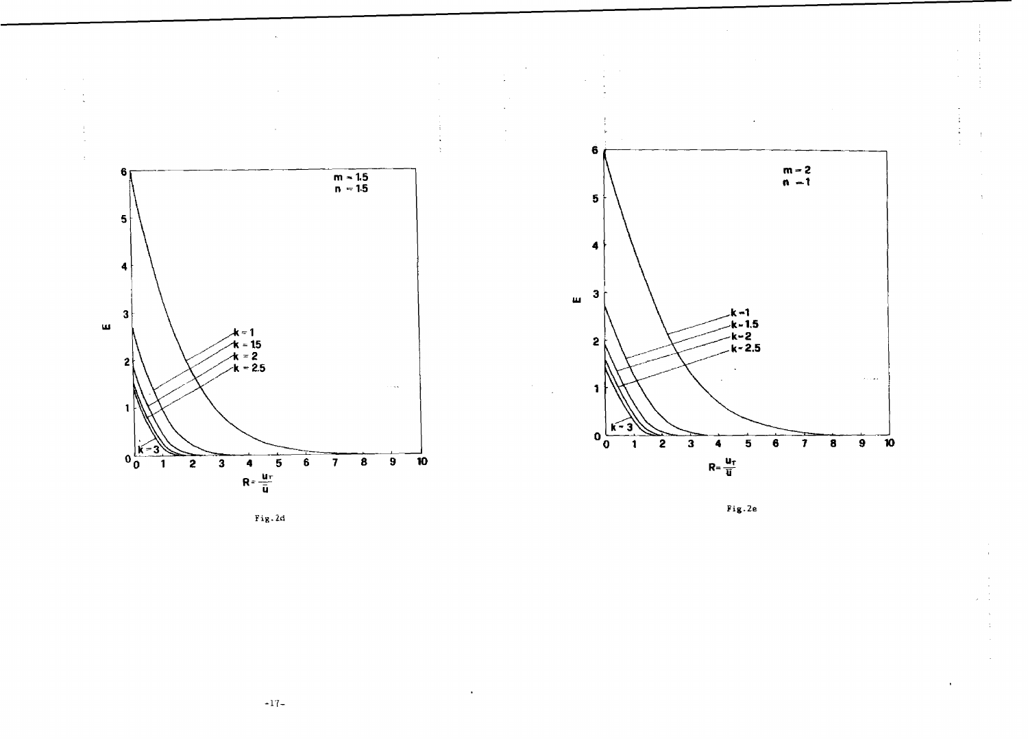Fig.2d

Fig.2e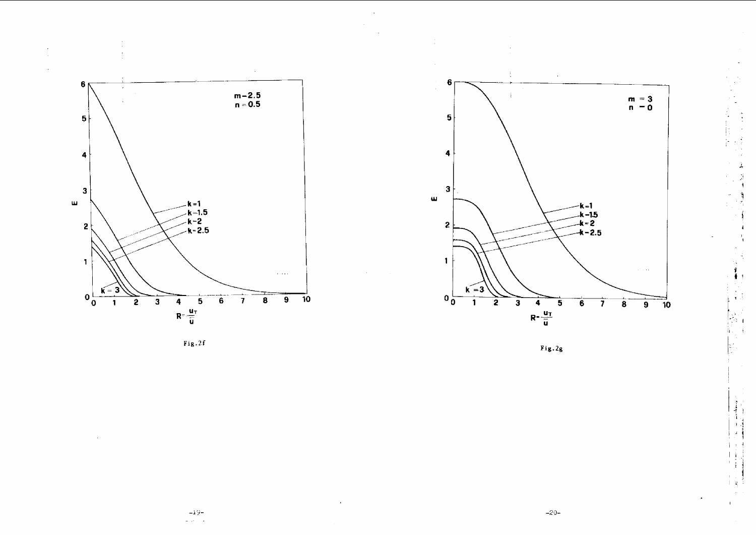6

5

4

3

E

2

1

0

0 1 2 3 4 5 6 7 8 9 10

$R = \frac{u_T}{\bar{u}}$

m = 2.5
n = 0.5

k = 1
k = 1.5
k = 2
k = 2.5
k = 3

Fig.2f

6

5

4

3

E

2

1

0

0 1 2 3 4 5 6 7 8 9 10

$R = \frac{u_T}{\bar{u}}$

m = 3
n = 0

k = 1
k = 1.5
k = 2
k = 2.5
k = 3

Fig.2g